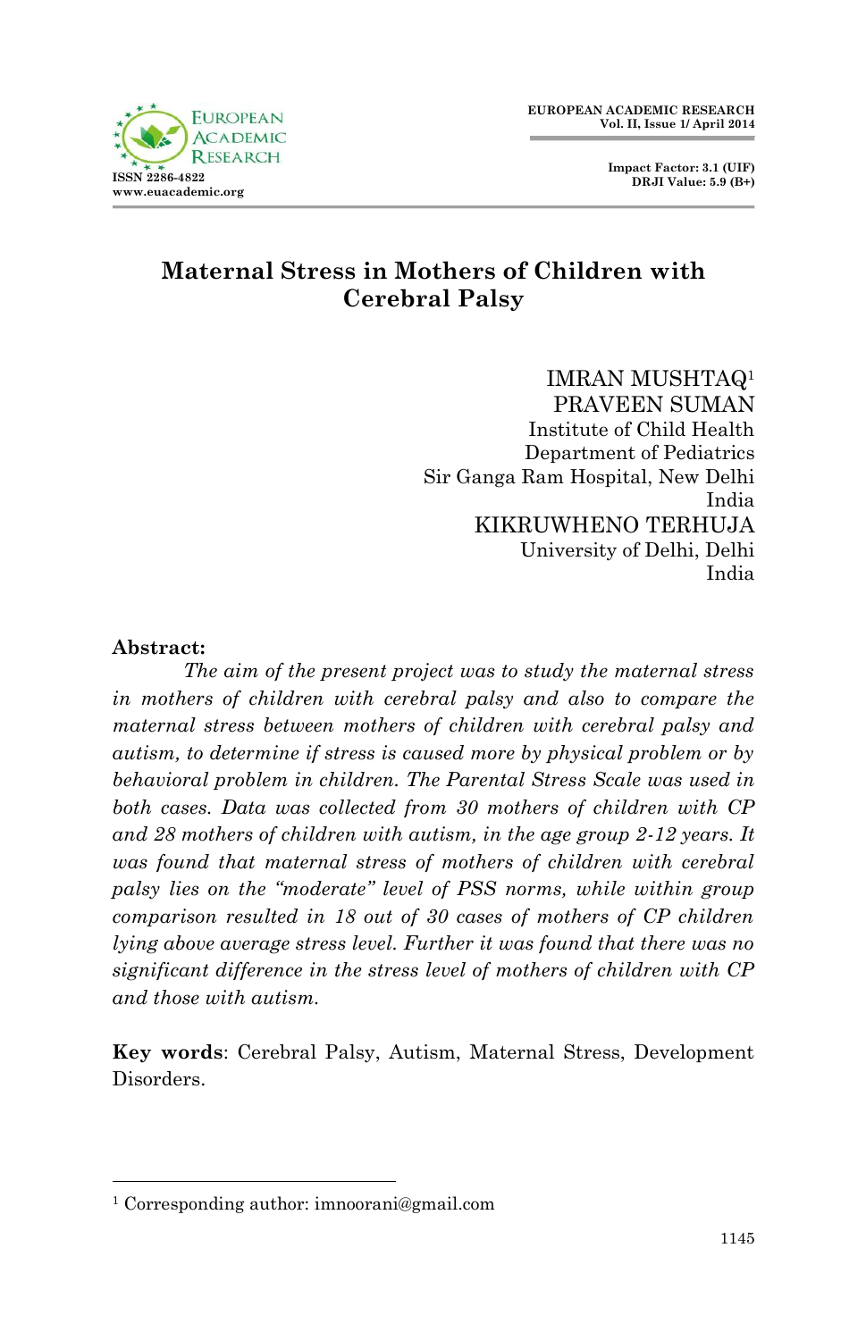# Maternal Stress in Mothers of Children with Cerebral Palsy

IMRAN MUSHTAQ[1]
PRAVEEN SUMAN
Institute of Child Health
Department of Pediatrics
Sir Ganga Ram Hospital, New Delhi
India

KIKRUWHENO TERHUJA
University of Delhi, Delhi
India

**Abstract:**

*The aim of the present project was to study the maternal stress in mothers of children with cerebral palsy and also to compare the maternal stress between mothers of children with cerebral palsy and autism, to determine if stress is caused more by physical problem or by behavioral problem in children. The Parental Stress Scale was used in both cases. Data was collected from 30 mothers of children with CP and 28 mothers of children with autism, in the age group 2-12 years. It was found that maternal stress of mothers of children with cerebral palsy lies on the "moderate" level of PSS norms, while within group comparison resulted in 18 out of 30 cases of mothers of CP children lying above average stress level. Further it was found that there was no significant difference in the stress level of mothers of children with CP and those with autism.*

**Key words**: Cerebral Palsy, Autism, Maternal Stress, Development Disorders.

---

[1] Corresponding author: imnoorani@gmail.com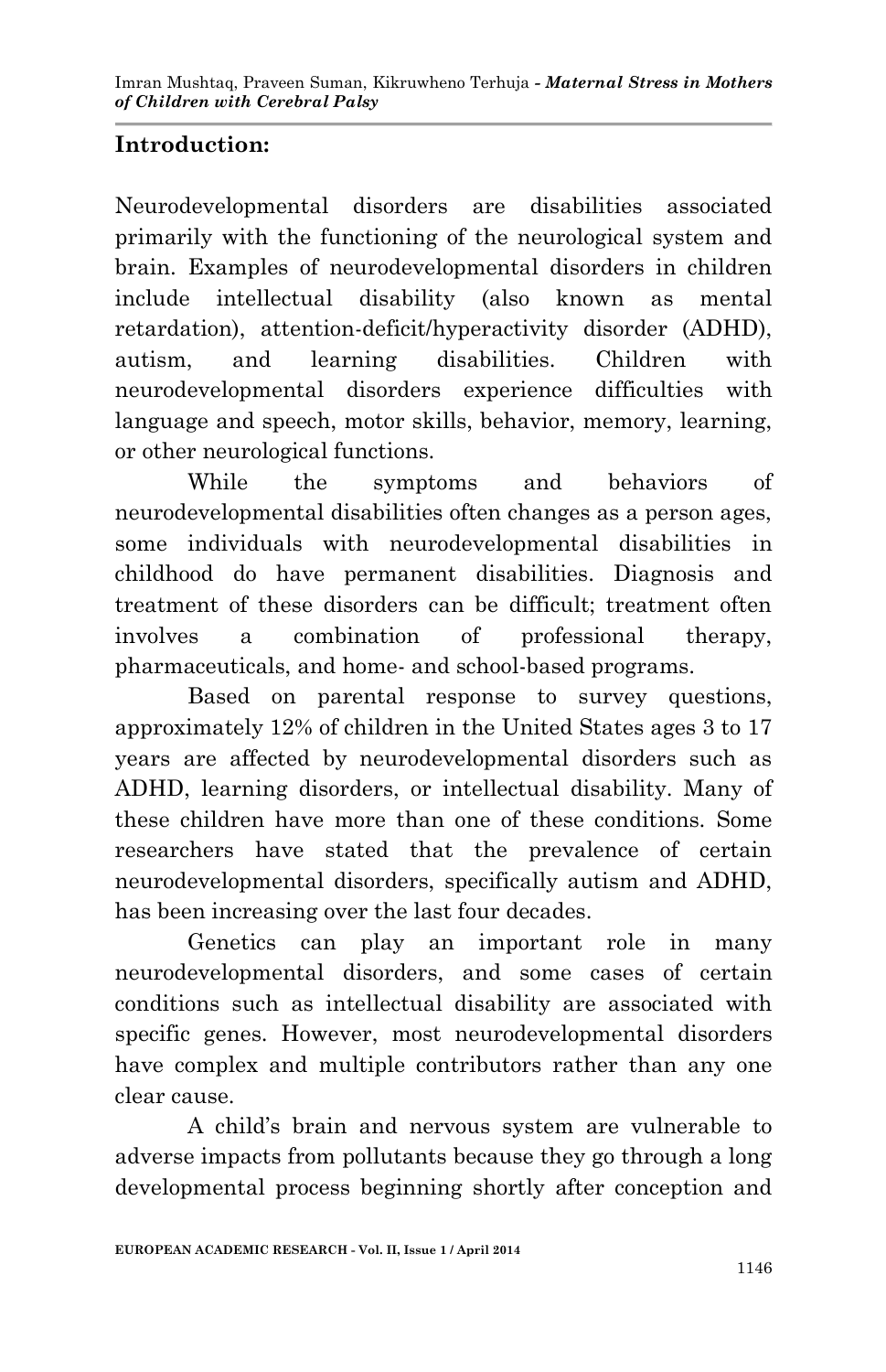## Introduction:

Neurodevelopmental disorders are disabilities associated primarily with the functioning of the neurological system and brain. Examples of neurodevelopmental disorders in children include intellectual disability (also known as mental retardation), attention-deficit/hyperactivity disorder (ADHD), autism, and learning disabilities. Children with neurodevelopmental disorders experience difficulties with language and speech, motor skills, behavior, memory, learning, or other neurological functions.

While the symptoms and behaviors of neurodevelopmental disabilities often changes as a person ages, some individuals with neurodevelopmental disabilities in childhood do have permanent disabilities. Diagnosis and treatment of these disorders can be difficult; treatment often involves a combination of professional therapy, pharmaceuticals, and home- and school-based programs.

Based on parental response to survey questions, approximately 12% of children in the United States ages 3 to 17 years are affected by neurodevelopmental disorders such as ADHD, learning disorders, or intellectual disability. Many of these children have more than one of these conditions. Some researchers have stated that the prevalence of certain neurodevelopmental disorders, specifically autism and ADHD, has been increasing over the last four decades.

Genetics can play an important role in many neurodevelopmental disorders, and some cases of certain conditions such as intellectual disability are associated with specific genes. However, most neurodevelopmental disorders have complex and multiple contributors rather than any one clear cause.

A child's brain and nervous system are vulnerable to adverse impacts from pollutants because they go through a long developmental process beginning shortly after conception and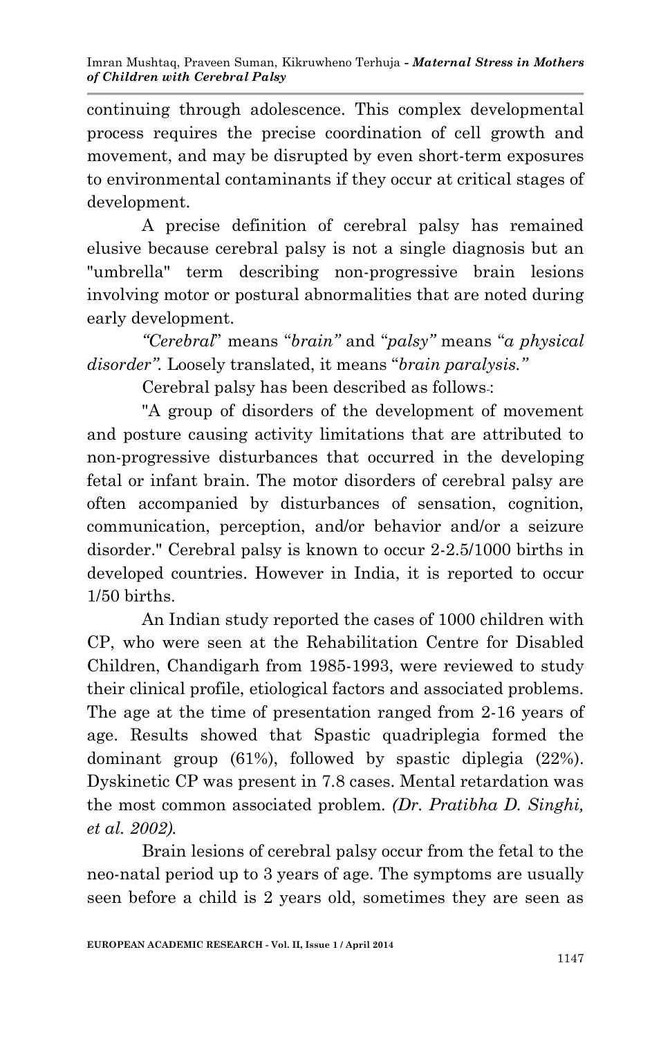continuing through adolescence. This complex developmental process requires the precise coordination of cell growth and movement, and may be disrupted by even short-term exposures to environmental contaminants if they occur at critical stages of development.

A precise definition of cerebral palsy has remained elusive because cerebral palsy is not a single diagnosis but an "umbrella" term describing non-progressive brain lesions involving motor or postural abnormalities that are noted during early development.

*"Cerebral*" means "*brain"* and "*palsy"* means "*a physical disorder"*. Loosely translated, it means "*brain paralysis."*

Cerebral palsy has been described as follows:

"A group of disorders of the development of movement and posture causing activity limitations that are attributed to non-progressive disturbances that occurred in the developing fetal or infant brain. The motor disorders of cerebral palsy are often accompanied by disturbances of sensation, cognition, communication, perception, and/or behavior and/or a seizure disorder." Cerebral palsy is known to occur 2-2.5/1000 births in developed countries. However in India, it is reported to occur 1/50 births.

An Indian study reported the cases of 1000 children with CP, who were seen at the Rehabilitation Centre for Disabled Children, Chandigarh from 1985-1993, were reviewed to study their clinical profile, etiological factors and associated problems. The age at the time of presentation ranged from 2-16 years of age. Results showed that Spastic quadriplegia formed the dominant group (61%), followed by spastic diplegia (22%). Dyskinetic CP was present in 7.8 cases. Mental retardation was the most common associated problem. *(Dr. Pratibha D. Singhi, et al. 2002).*

Brain lesions of cerebral palsy occur from the fetal to the neo-natal period up to 3 years of age. The symptoms are usually seen before a child is 2 years old, sometimes they are seen as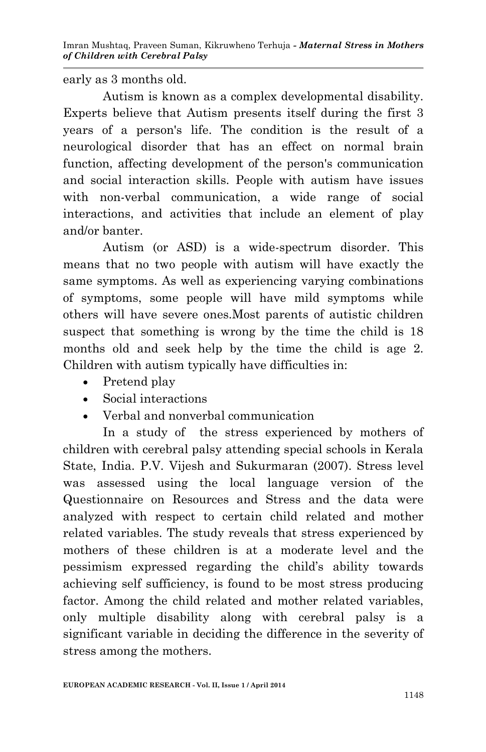early as 3 months old.

Autism is known as a complex developmental disability. Experts believe that Autism presents itself during the first 3 years of a person's life. The condition is the result of a neurological disorder that has an effect on normal brain function, affecting development of the person's communication and social interaction skills. People with autism have issues with non-verbal communication, a wide range of social interactions, and activities that include an element of play and/or banter.

Autism (or ASD) is a wide-spectrum disorder. This means that no two people with autism will have exactly the same symptoms. As well as experiencing varying combinations of symptoms, some people will have mild symptoms while others will have severe ones.Most parents of autistic children suspect that something is wrong by the time the child is 18 months old and seek help by the time the child is age 2. Children with autism typically have difficulties in:

- Pretend play
- Social interactions
- Verbal and nonverbal communication

In a study of the stress experienced by mothers of children with cerebral palsy attending special schools in Kerala State, India. P.V. Vijesh and Sukurmaran (2007). Stress level was assessed using the local language version of the Questionnaire on Resources and Stress and the data were analyzed with respect to certain child related and mother related variables. The study reveals that stress experienced by mothers of these children is at a moderate level and the pessimism expressed regarding the child's ability towards achieving self sufficiency, is found to be most stress producing factor. Among the child related and mother related variables, only multiple disability along with cerebral palsy is a significant variable in deciding the difference in the severity of stress among the mothers.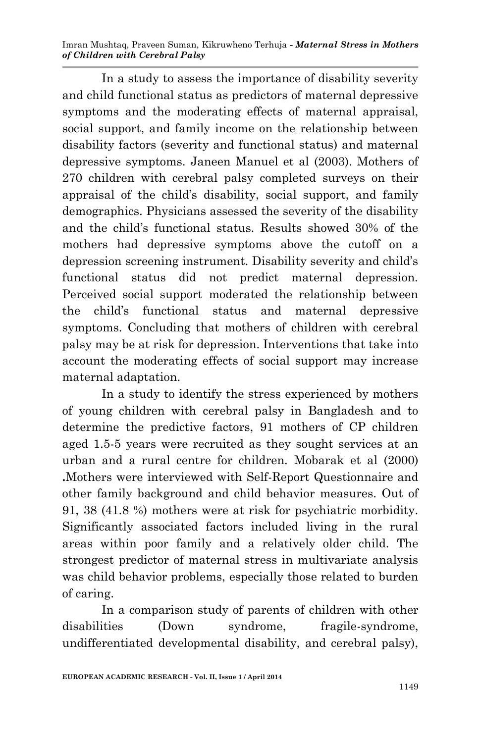In a study to assess the importance of disability severity and child functional status as predictors of maternal depressive symptoms and the moderating effects of maternal appraisal, social support, and family income on the relationship between disability factors (severity and functional status) and maternal depressive symptoms. Janeen Manuel et al (2003). Mothers of 270 children with cerebral palsy completed surveys on their appraisal of the child's disability, social support, and family demographics. Physicians assessed the severity of the disability and the child's functional status. Results showed 30% of the mothers had depressive symptoms above the cutoff on a depression screening instrument. Disability severity and child's functional status did not predict maternal depression. Perceived social support moderated the relationship between the child's functional status and maternal depressive symptoms. Concluding that mothers of children with cerebral palsy may be at risk for depression. Interventions that take into account the moderating effects of social support may increase maternal adaptation.

In a study to identify the stress experienced by mothers of young children with cerebral palsy in Bangladesh and to determine the predictive factors, 91 mothers of CP children aged 1.5-5 years were recruited as they sought services at an urban and a rural centre for children. Mobarak et al (2000) **.**Mothers were interviewed with Self-Report Questionnaire and other family background and child behavior measures. Out of 91, 38 (41.8 %) mothers were at risk for psychiatric morbidity. Significantly associated factors included living in the rural areas within poor family and a relatively older child. The strongest predictor of maternal stress in multivariate analysis was child behavior problems, especially those related to burden of caring.

In a comparison study of parents of children with other disabilities (Down syndrome, fragile-syndrome, undifferentiated developmental disability, and cerebral palsy),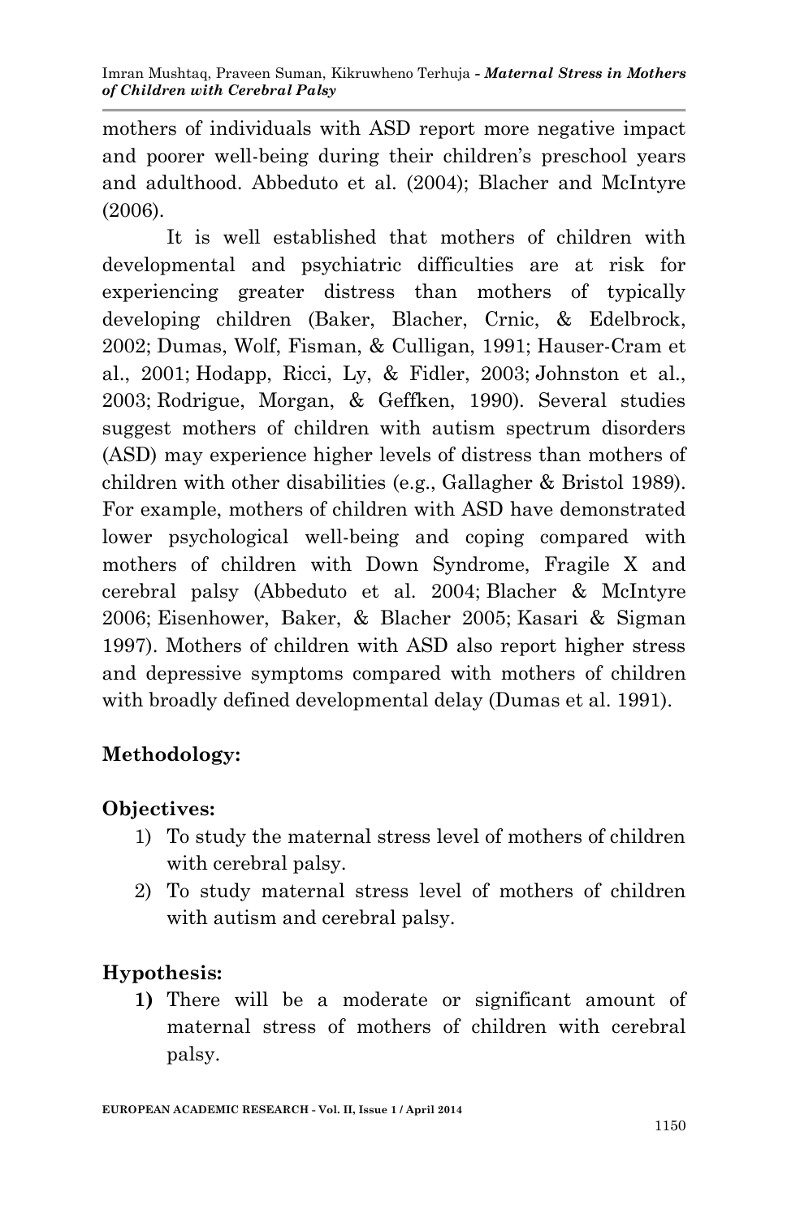mothers of individuals with ASD report more negative impact and poorer well-being during their children's preschool years and adulthood. Abbeduto et al. (2004); Blacher and McIntyre (2006).

It is well established that mothers of children with developmental and psychiatric difficulties are at risk for experiencing greater distress than mothers of typically developing children (Baker, Blacher, Crnic, & Edelbrock, 2002; Dumas, Wolf, Fisman, & Culligan, 1991; Hauser-Cram et al., 2001; Hodapp, Ricci, Ly, & Fidler, 2003; Johnston et al., 2003; Rodrigue, Morgan, & Geffken, 1990). Several studies suggest mothers of children with autism spectrum disorders (ASD) may experience higher levels of distress than mothers of children with other disabilities (e.g., Gallagher & Bristol 1989). For example, mothers of children with ASD have demonstrated lower psychological well-being and coping compared with mothers of children with Down Syndrome, Fragile X and cerebral palsy (Abbeduto et al. 2004; Blacher & McIntyre 2006; Eisenhower, Baker, & Blacher 2005; Kasari & Sigman 1997). Mothers of children with ASD also report higher stress and depressive symptoms compared with mothers of children with broadly defined developmental delay (Dumas et al. 1991).

## Methodology:

### Objectives:

1) To study the maternal stress level of mothers of children with cerebral palsy.
2) To study maternal stress level of mothers of children with autism and cerebral palsy.

### Hypothesis:

1) There will be a moderate or significant amount of maternal stress of mothers of children with cerebral palsy.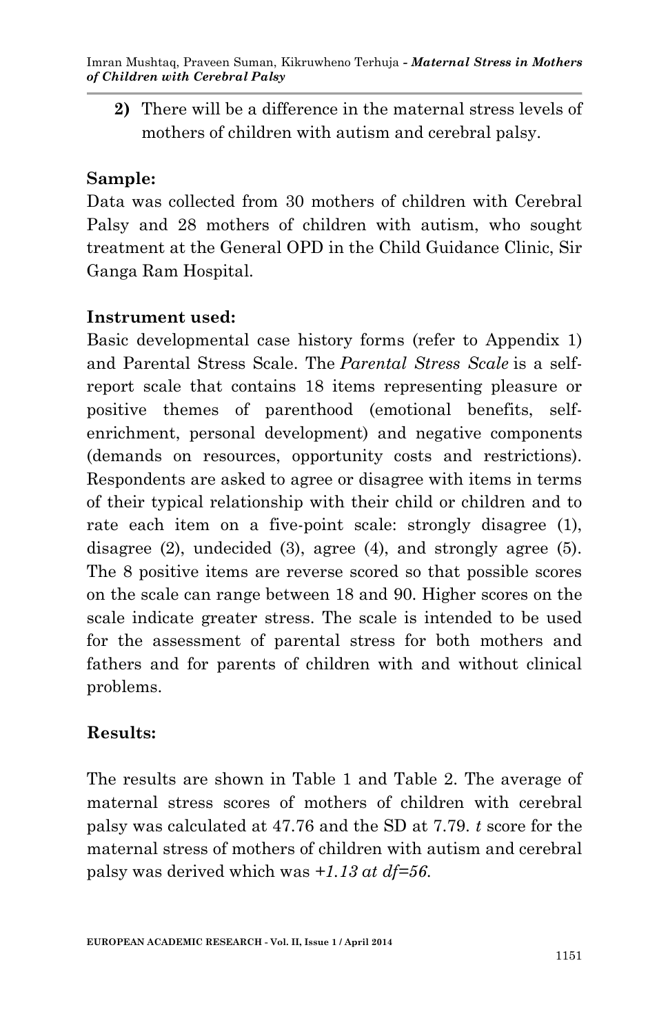2) There will be a difference in the maternal stress levels of mothers of children with autism and cerebral palsy.

**Sample:**

Data was collected from 30 mothers of children with Cerebral Palsy and 28 mothers of children with autism, who sought treatment at the General OPD in the Child Guidance Clinic, Sir Ganga Ram Hospital.

**Instrument used:**

Basic developmental case history forms (refer to Appendix 1) and Parental Stress Scale. The *Parental Stress Scale* is a self-report scale that contains 18 items representing pleasure or positive themes of parenthood (emotional benefits, self-enrichment, personal development) and negative components (demands on resources, opportunity costs and restrictions). Respondents are asked to agree or disagree with items in terms of their typical relationship with their child or children and to rate each item on a five-point scale: strongly disagree (1), disagree (2), undecided (3), agree (4), and strongly agree (5). The 8 positive items are reverse scored so that possible scores on the scale can range between 18 and 90. Higher scores on the scale indicate greater stress. The scale is intended to be used for the assessment of parental stress for both mothers and fathers and for parents of children with and without clinical problems.

**Results:**

The results are shown in Table 1 and Table 2. The average of maternal stress scores of mothers of children with cerebral palsy was calculated at 47.76 and the SD at 7.79. $t$ score for the maternal stress of mothers of children with autism and cerebral palsy was derived which was *+1.13 at df=56.*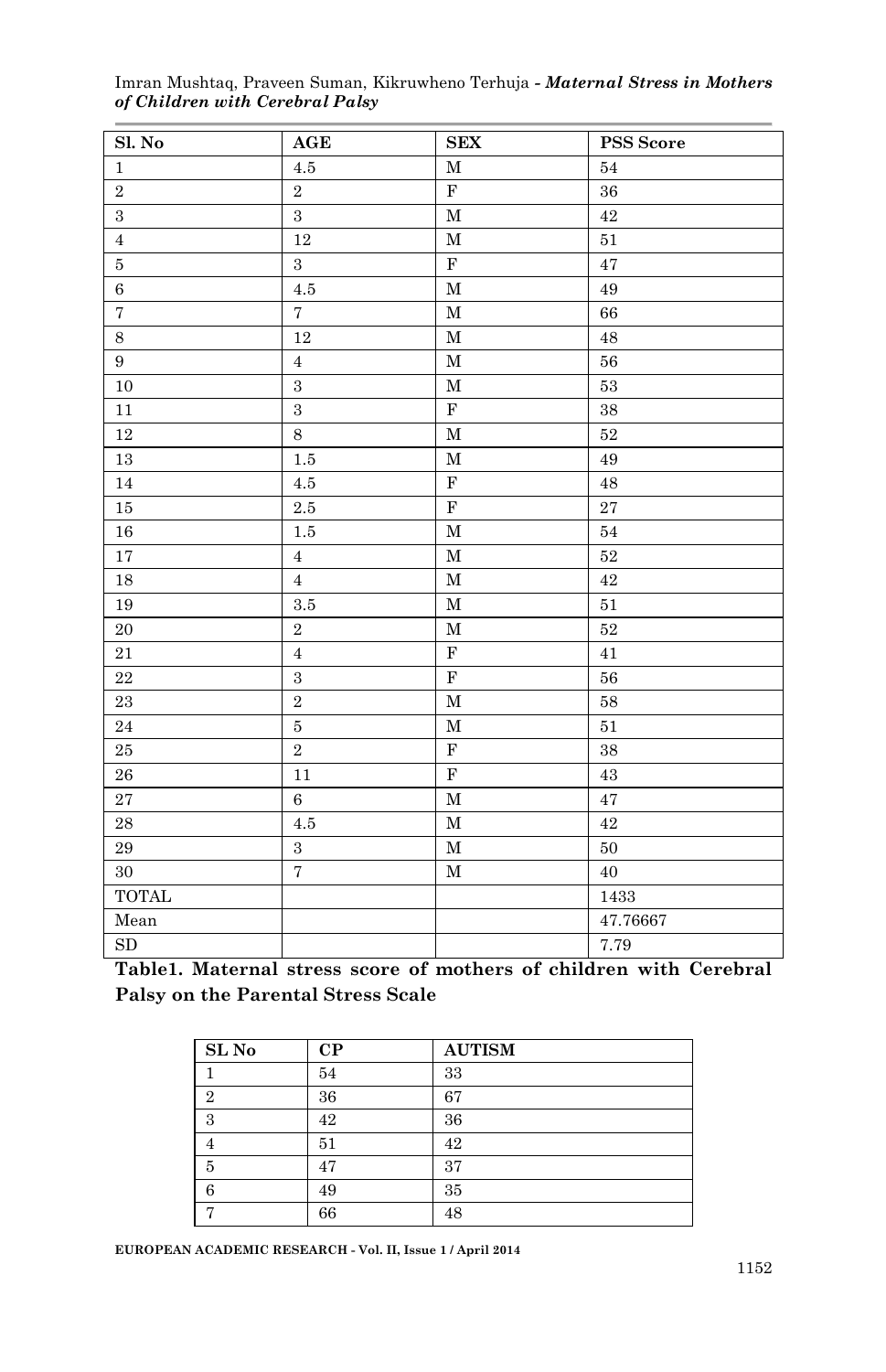| Sl. No | AGE | SEX | PSS Score |
|---|---|---|---|
| 1 | 4.5 | M | 54 |
| 2 | 2 | F | 36 |
| 3 | 3 | M | 42 |
| 4 | 12 | M | 51 |
| 5 | 3 | F | 47 |
| 6 | 4.5 | M | 49 |
| 7 | 7 | M | 66 |
| 8 | 12 | M | 48 |
| 9 | 4 | M | 56 |
| 10 | 3 | M | 53 |
| 11 | 3 | F | 38 |
| 12 | 8 | M | 52 |
| 13 | 1.5 | M | 49 |
| 14 | 4.5 | F | 48 |
| 15 | 2.5 | F | 27 |
| 16 | 1.5 | M | 54 |
| 17 | 4 | M | 52 |
| 18 | 4 | M | 42 |
| 19 | 3.5 | M | 51 |
| 20 | 2 | M | 52 |
| 21 | 4 | F | 41 |
| 22 | 3 | F | 56 |
| 23 | 2 | M | 58 |
| 24 | 5 | M | 51 |
| 25 | 2 | F | 38 |
| 26 | 11 | F | 43 |
| 27 | 6 | M | 47 |
| 28 | 4.5 | M | 42 |
| 29 | 3 | M | 50 |
| 30 | 7 | M | 40 |
| TOTAL | | | 1433 |
| Mean | | | 47.76667 |
| SD | | | 7.79 |

**Table1. Maternal stress score of mothers of children with Cerebral Palsy on the Parental Stress Scale**

| SL No | CP | AUTISM |
|---|---|---|
| 1 | 54 | 33 |
| 2 | 36 | 67 |
| 3 | 42 | 36 |
| 4 | 51 | 42 |
| 5 | 47 | 37 |
| 6 | 49 | 35 |
| 7 | 66 | 48 |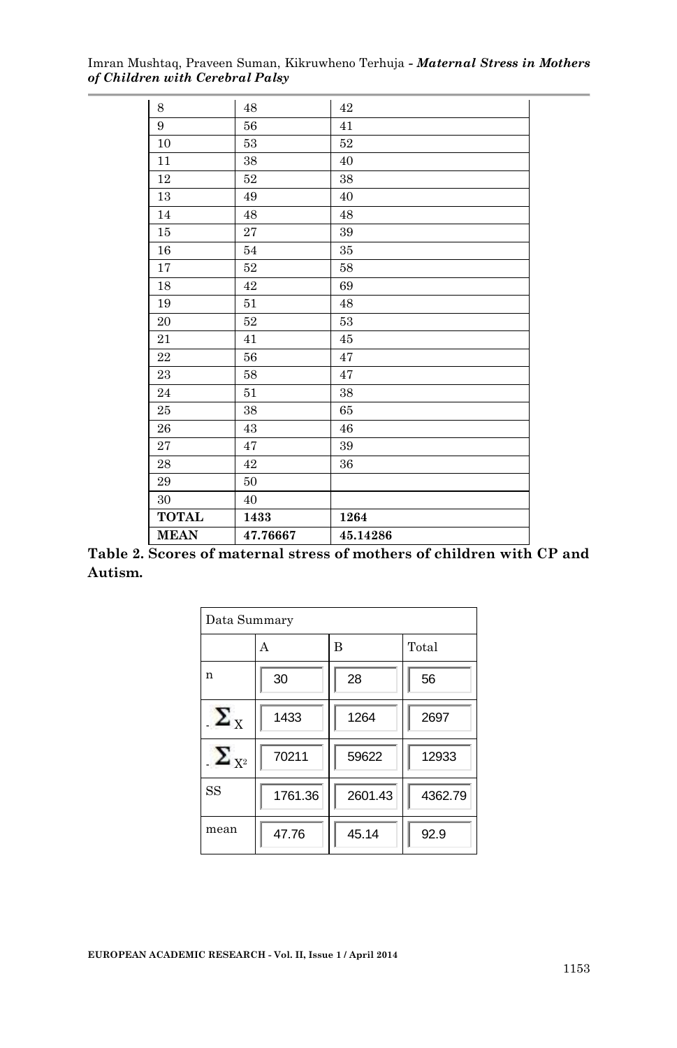| | | |
|---|---|---|
| 8 | 48 | 42 |
| 9 | 56 | 41 |
| 10 | 53 | 52 |
| 11 | 38 | 40 |
| 12 | 52 | 38 |
| 13 | 49 | 40 |
| 14 | 48 | 48 |
| 15 | 27 | 39 |
| 16 | 54 | 35 |
| 17 | 52 | 58 |
| 18 | 42 | 69 |
| 19 | 51 | 48 |
| 20 | 52 | 53 |
| 21 | 41 | 45 |
| 22 | 56 | 47 |
| 23 | 58 | 47 |
| 24 | 51 | 38 |
| 25 | 38 | 65 |
| 26 | 43 | 46 |
| 27 | 47 | 39 |
| 28 | 42 | 36 |
| 29 | 50 | |
| 30 | 40 | |
| **TOTAL** | **1433** | **1264** |
| **MEAN** | **47.76667** | **45.14286** |

**Table 2. Scores of maternal stress of mothers of children with CP and Autism.**

| Data Summary | | | |
|---|---|---|---|
| | A | B | Total |
| n | 30 | 28 | 56 |
| $\sum X$ | 1433 | 1264 | 2697 |
| $\sum X^2$ | 70211 | 59622 | 12933 |
| SS | 1761.36 | 2601.43 | 4362.79 |
| mean | 47.76 | 45.14 | 92.9 |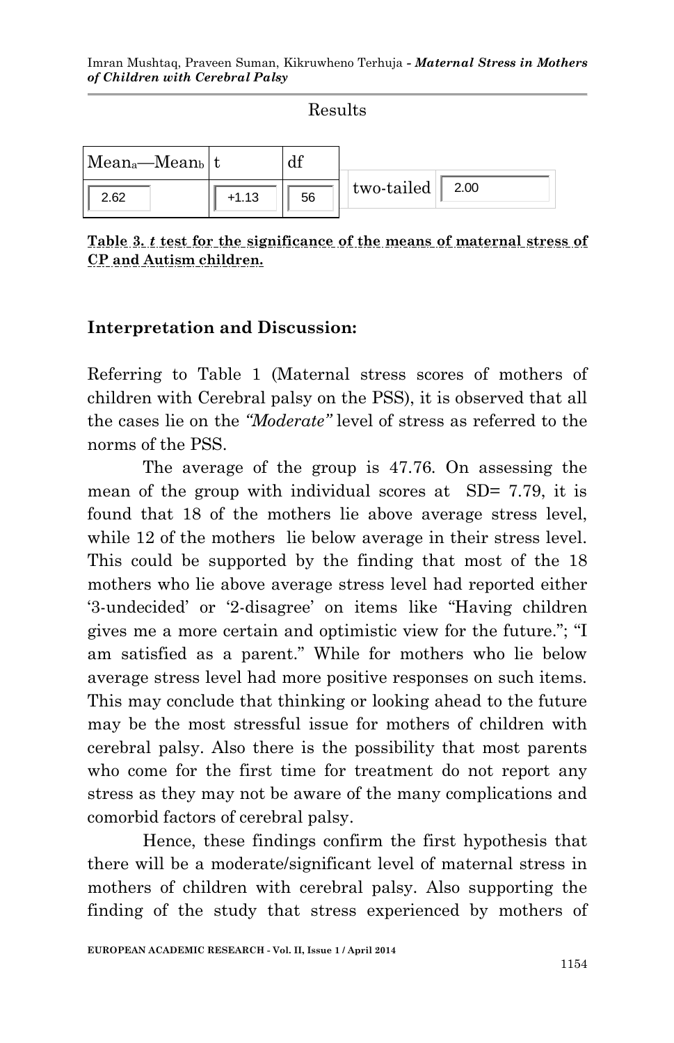Results

| $Mean_a$—$Mean_b$ | t | df | | |
|---|---|---|---|---|
| 2.62 | +1.13 | 56 | two-tailed | 2.00 |

**Table 3. *t* test for the significance of the means of maternal stress of CP and Autism children.**

## Interpretation and Discussion:

Referring to Table 1 (Maternal stress scores of mothers of children with Cerebral palsy on the PSS), it is observed that all the cases lie on the *"Moderate"* level of stress as referred to the norms of the PSS.

The average of the group is 47.76. On assessing the mean of the group with individual scores at SD= 7.79, it is found that 18 of the mothers lie above average stress level, while 12 of the mothers lie below average in their stress level. This could be supported by the finding that most of the 18 mothers who lie above average stress level had reported either '3-undecided' or '2-disagree' on items like "Having children gives me a more certain and optimistic view for the future."; "I am satisfied as a parent." While for mothers who lie below average stress level had more positive responses on such items. This may conclude that thinking or looking ahead to the future may be the most stressful issue for mothers of children with cerebral palsy. Also there is the possibility that most parents who come for the first time for treatment do not report any stress as they may not be aware of the many complications and comorbid factors of cerebral palsy.

Hence, these findings confirm the first hypothesis that there will be a moderate/significant level of maternal stress in mothers of children with cerebral palsy. Also supporting the finding of the study that stress experienced by mothers of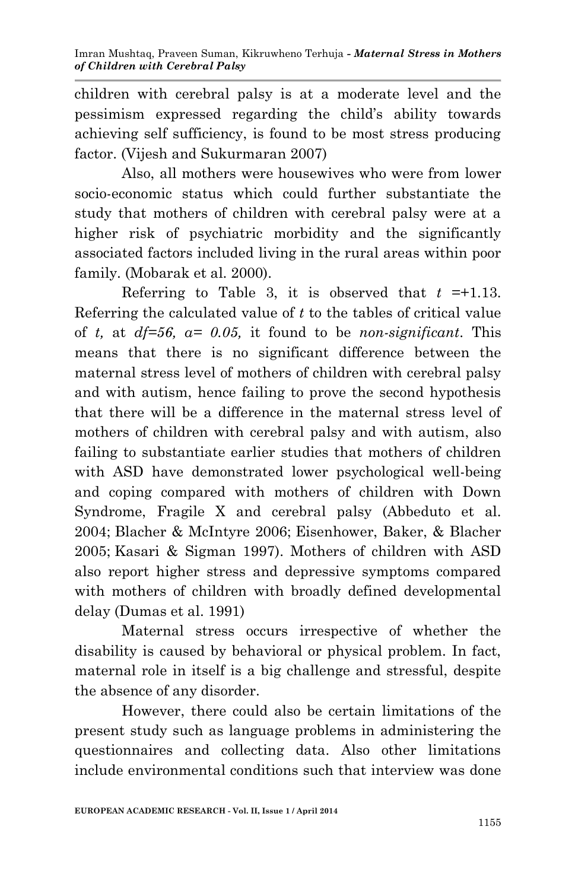children with cerebral palsy is at a moderate level and the pessimism expressed regarding the child's ability towards achieving self sufficiency, is found to be most stress producing factor. (Vijesh and Sukurmaran 2007)

Also, all mothers were housewives who were from lower socio-economic status which could further substantiate the study that mothers of children with cerebral palsy were at a higher risk of psychiatric morbidity and the significantly associated factors included living in the rural areas within poor family. (Mobarak et al. 2000).

Referring to Table 3, it is observed that $t$ =+1.13. Referring the calculated value of $t$ to the tables of critical value of $t$, at $df=56$, $α= 0.05$, it found to be *non-significant*. This means that there is no significant difference between the maternal stress level of mothers of children with cerebral palsy and with autism, hence failing to prove the second hypothesis that there will be a difference in the maternal stress level of mothers of children with cerebral palsy and with autism, also failing to substantiate earlier studies that mothers of children with ASD have demonstrated lower psychological well-being and coping compared with mothers of children with Down Syndrome, Fragile X and cerebral palsy (Abbeduto et al. 2004; Blacher & McIntyre 2006; Eisenhower, Baker, & Blacher 2005; Kasari & Sigman 1997). Mothers of children with ASD also report higher stress and depressive symptoms compared with mothers of children with broadly defined developmental delay (Dumas et al. 1991)

Maternal stress occurs irrespective of whether the disability is caused by behavioral or physical problem. In fact, maternal role in itself is a big challenge and stressful, despite the absence of any disorder.

However, there could also be certain limitations of the present study such as language problems in administering the questionnaires and collecting data. Also other limitations include environmental conditions such that interview was done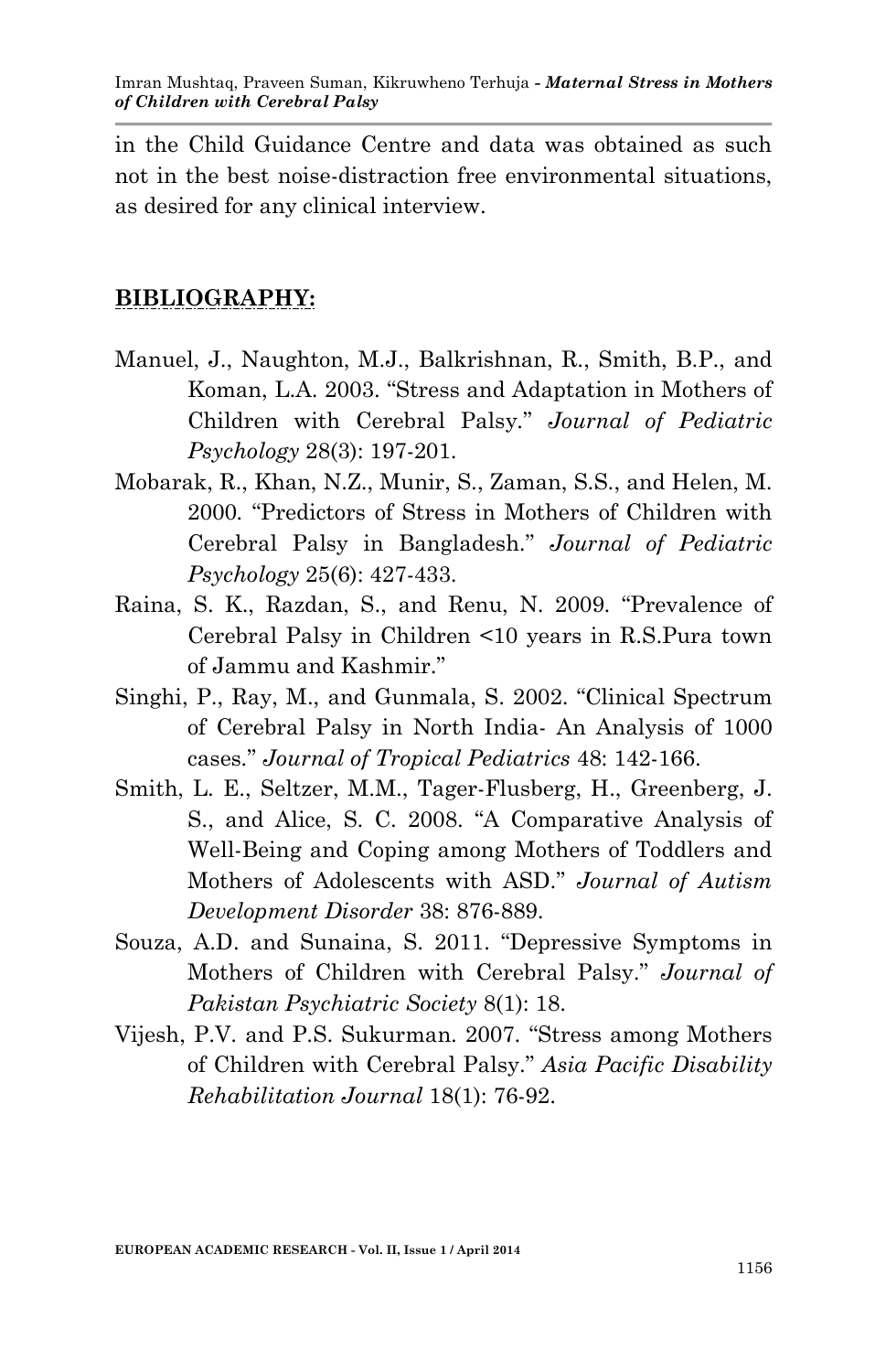in the Child Guidance Centre and data was obtained as such not in the best noise-distraction free environmental situations, as desired for any clinical interview.

## BIBLIOGRAPHY:

Manuel, J., Naughton, M.J., Balkrishnan, R., Smith, B.P., and Koman, L.A. 2003. "Stress and Adaptation in Mothers of Children with Cerebral Palsy." *Journal of Pediatric Psychology* 28(3): 197-201.

Mobarak, R., Khan, N.Z., Munir, S., Zaman, S.S., and Helen, M. 2000. "Predictors of Stress in Mothers of Children with Cerebral Palsy in Bangladesh." *Journal of Pediatric Psychology* 25(6): 427-433.

Raina, S. K., Razdan, S., and Renu, N. 2009. "Prevalence of Cerebral Palsy in Children <10 years in R.S.Pura town of Jammu and Kashmir."

Singhi, P., Ray, M., and Gunmala, S. 2002. "Clinical Spectrum of Cerebral Palsy in North India- An Analysis of 1000 cases." *Journal of Tropical Pediatrics* 48: 142-166.

Smith, L. E., Seltzer, M.M., Tager-Flusberg, H., Greenberg, J. S., and Alice, S. C. 2008. "A Comparative Analysis of Well-Being and Coping among Mothers of Toddlers and Mothers of Adolescents with ASD." *Journal of Autism Development Disorder* 38: 876-889.

Souza, A.D. and Sunaina, S. 2011. "Depressive Symptoms in Mothers of Children with Cerebral Palsy." *Journal of Pakistan Psychiatric Society* 8(1): 18.

Vijesh, P.V. and P.S. Sukurman. 2007. "Stress among Mothers of Children with Cerebral Palsy." *Asia Pacific Disability Rehabilitation Journal* 18(1): 76-92.